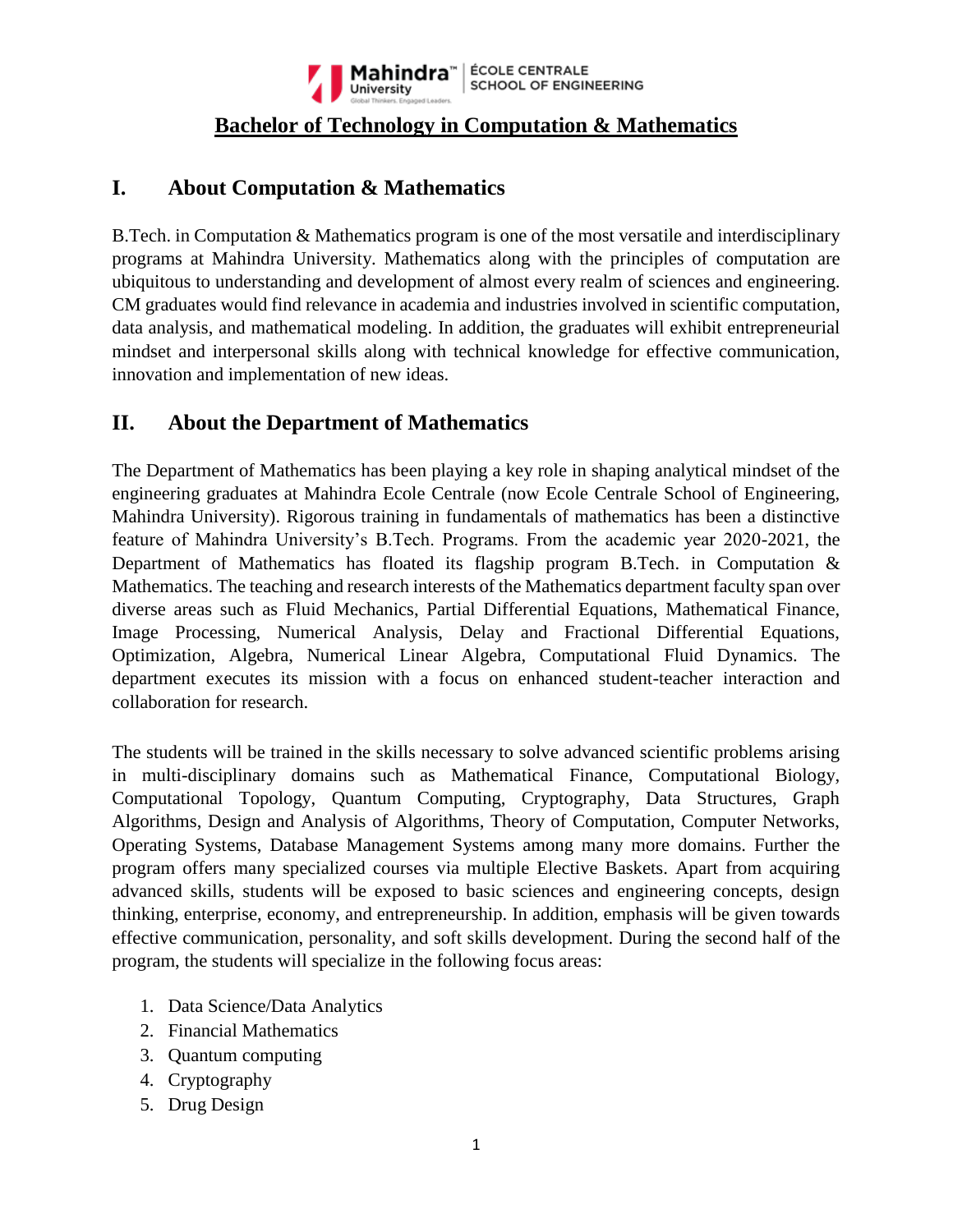# Bachelor of Technology in Computation & Mathematics

## I. About Computation & Mathematics

B.Tech. in Computation & Mathematics program is one of the most versatile and interdisciplinary programs at Mahindra University. Mathematics along with the principles of computation are ubiquitous to understanding and development of almost every realm of sciences and engineering. CM graduates would find relevance in academia and industries involved in scientific computation, data analysis, and mathematical modeling. In addition, the graduates will exhibit entrepreneurial mindset and interpersonal skills along with technical knowledge for effective communication, innovation and implementation of new ideas.

## II. About the Department of Mathematics

The Department of Mathematics has been playing a key role in shaping analytical mindset of the engineering graduates at Mahindra Ecole Centrale (now Ecole Centrale School of Engineering, Mahindra University). Rigorous training in fundamentals of mathematics has been a distinctive feature of Mahindra University's B.Tech. Programs. From the academic year 2020-2021, the Department of Mathematics has floated its flagship program B.Tech. in Computation & Mathematics. The teaching and research interests of the Mathematics department faculty span over diverse areas such as Fluid Mechanics, Partial Differential Equations, Mathematical Finance, Image Processing, Numerical Analysis, Delay and Fractional Differential Equations, Optimization, Algebra, Numerical Linear Algebra, Computational Fluid Dynamics. The department executes its mission with a focus on enhanced student-teacher interaction and collaboration for research.

The students will be trained in the skills necessary to solve advanced scientific problems arising in multi-disciplinary domains such as Mathematical Finance, Computational Biology, Computational Topology, Quantum Computing, Cryptography, Data Structures, Graph Algorithms, Design and Analysis of Algorithms, Theory of Computation, Computer Networks, Operating Systems, Database Management Systems among many more domains. Further the program offers many specialized courses via multiple Elective Baskets. Apart from acquiring advanced skills, students will be exposed to basic sciences and engineering concepts, design thinking, enterprise, economy, and entrepreneurship. In addition, emphasis will be given towards effective communication, personality, and soft skills development. During the second half of the program, the students will specialize in the following focus areas:

1. Data Science/Data Analytics
2. Financial Mathematics
3. Quantum computing
4. Cryptography
5. Drug Design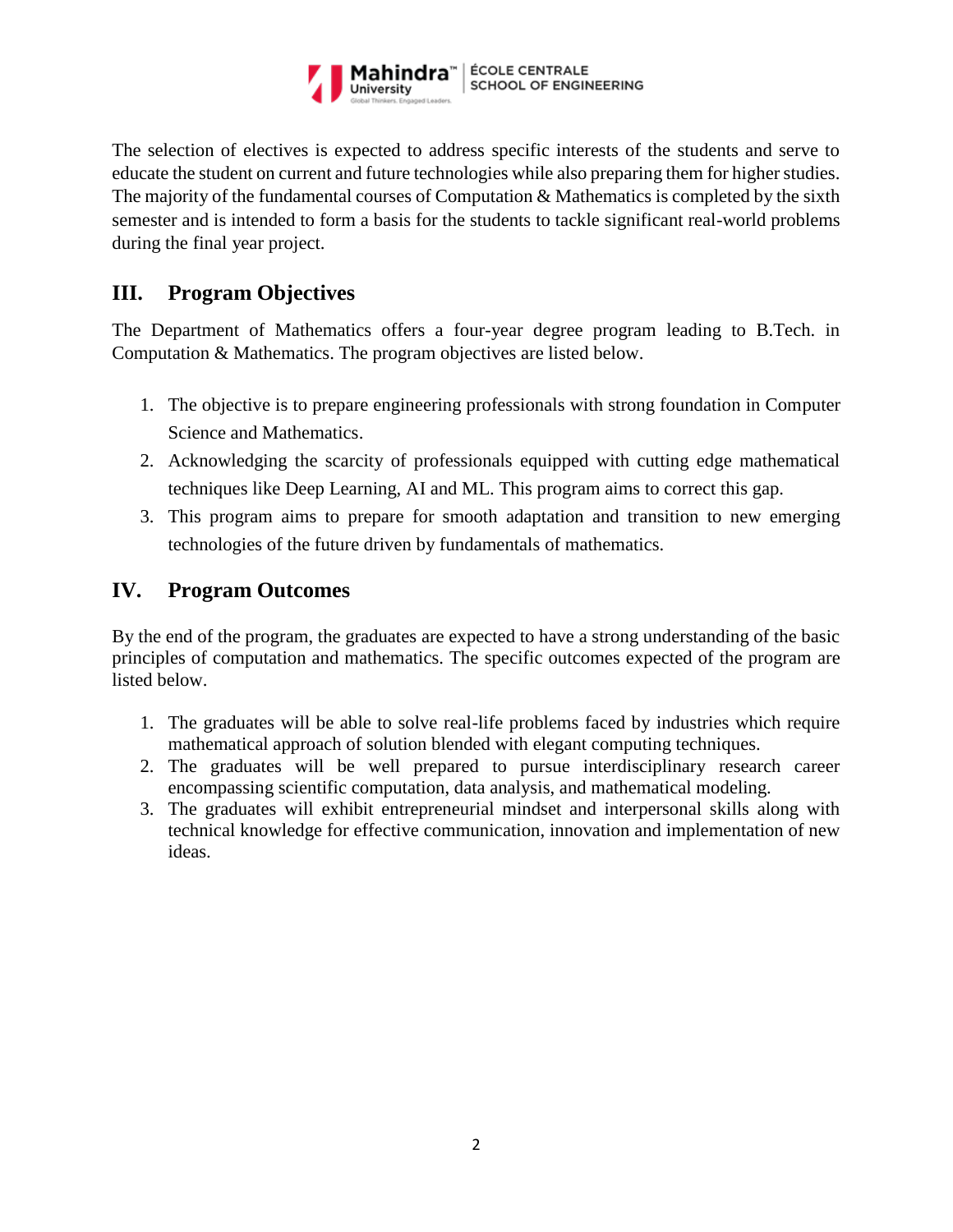The selection of electives is expected to address specific interests of the students and serve to educate the student on current and future technologies while also preparing them for higher studies. The majority of the fundamental courses of Computation & Mathematics is completed by the sixth semester and is intended to form a basis for the students to tackle significant real-world problems during the final year project.

## III. Program Objectives

The Department of Mathematics offers a four-year degree program leading to B.Tech. in Computation & Mathematics. The program objectives are listed below.

1. The objective is to prepare engineering professionals with strong foundation in Computer Science and Mathematics.
2. Acknowledging the scarcity of professionals equipped with cutting edge mathematical techniques like Deep Learning, AI and ML. This program aims to correct this gap.
3. This program aims to prepare for smooth adaptation and transition to new emerging technologies of the future driven by fundamentals of mathematics.

## IV. Program Outcomes

By the end of the program, the graduates are expected to have a strong understanding of the basic principles of computation and mathematics. The specific outcomes expected of the program are listed below.

1. The graduates will be able to solve real-life problems faced by industries which require mathematical approach of solution blended with elegant computing techniques.
2. The graduates will be well prepared to pursue interdisciplinary research career encompassing scientific computation, data analysis, and mathematical modeling.
3. The graduates will exhibit entrepreneurial mindset and interpersonal skills along with technical knowledge for effective communication, innovation and implementation of new ideas.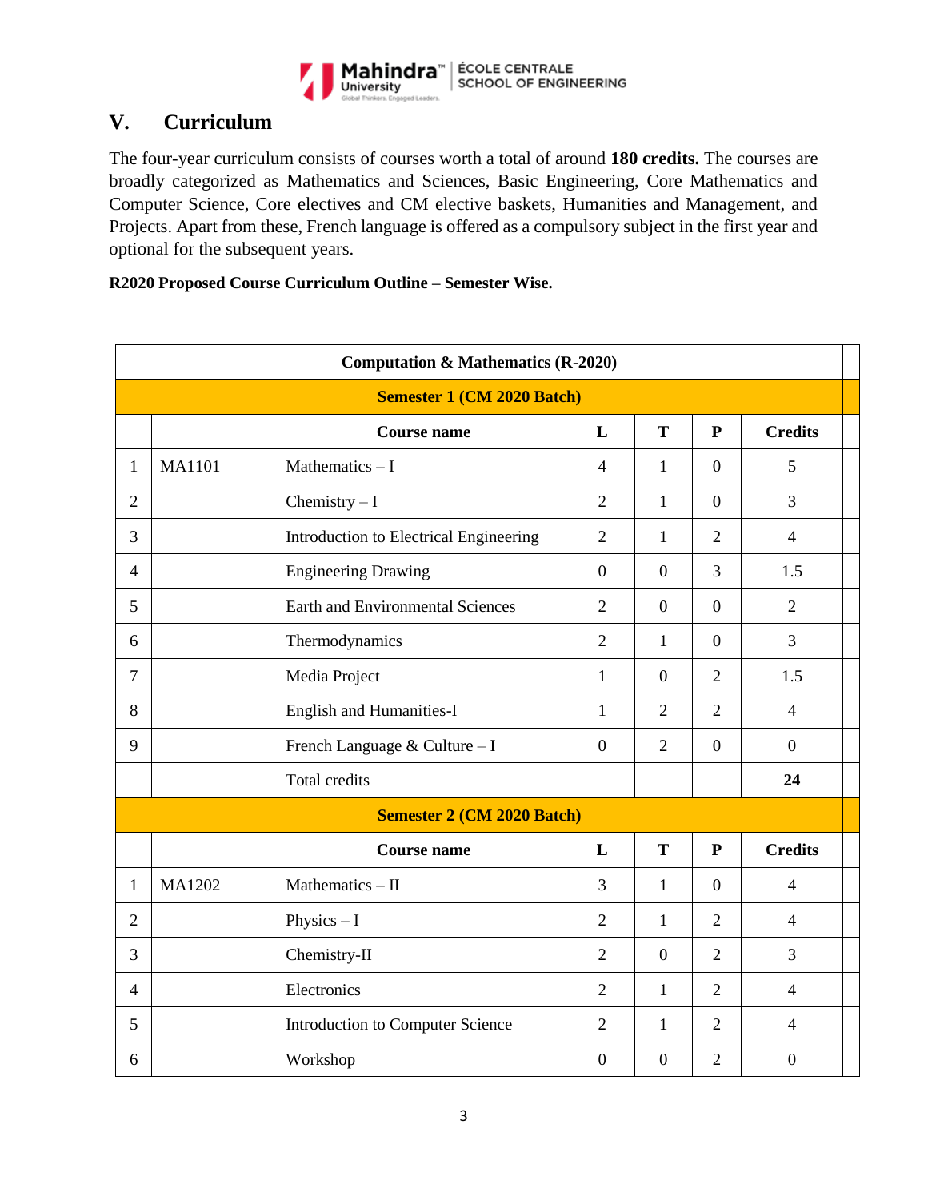## V. Curriculum

The four-year curriculum consists of courses worth a total of around **180 credits.** The courses are broadly categorized as Mathematics and Sciences, Basic Engineering, Core Mathematics and Computer Science, Core electives and CM elective baskets, Humanities and Management, and Projects. Apart from these, French language is offered as a compulsory subject in the first year and optional for the subsequent years.

**R2020 Proposed Course Curriculum Outline – Semester Wise.**

| **Computation & Mathematics (R-2020)** | | | | | | | |
|---|---|---|---|---|---|---|---|
| **Semester 1 (CM 2020 Batch)** | | | | | | | |
| | | **Course name** | **L** | **T** | **P** | **Credits** | |
| 1 | MA1101 | Mathematics – I | 4 | 1 | 0 | 5 | |
| 2 | | Chemistry – I | 2 | 1 | 0 | 3 | |
| 3 | | Introduction to Electrical Engineering | 2 | 1 | 2 | 4 | |
| 4 | | Engineering Drawing | 0 | 0 | 3 | 1.5 | |
| 5 | | Earth and Environmental Sciences | 2 | 0 | 0 | 2 | |
| 6 | | Thermodynamics | 2 | 1 | 0 | 3 | |
| 7 | | Media Project | 1 | 0 | 2 | 1.5 | |
| 8 | | English and Humanities-I | 1 | 2 | 2 | 4 | |
| 9 | | French Language & Culture – I | 0 | 2 | 0 | 0 | |
| | | Total credits | | | | **24** | |
| **Semester 2 (CM 2020 Batch)** | | | | | | | |
| | | **Course name** | **L** | **T** | **P** | **Credits** | |
| 1 | MA1202 | Mathematics – II | 3 | 1 | 0 | 4 | |
| 2 | | Physics – I | 2 | 1 | 2 | 4 | |
| 3 | | Chemistry-II | 2 | 0 | 2 | 3 | |
| 4 | | Electronics | 2 | 1 | 2 | 4 | |
| 5 | | Introduction to Computer Science | 2 | 1 | 2 | 4 | |
| 6 | | Workshop | 0 | 0 | 2 | 0 | |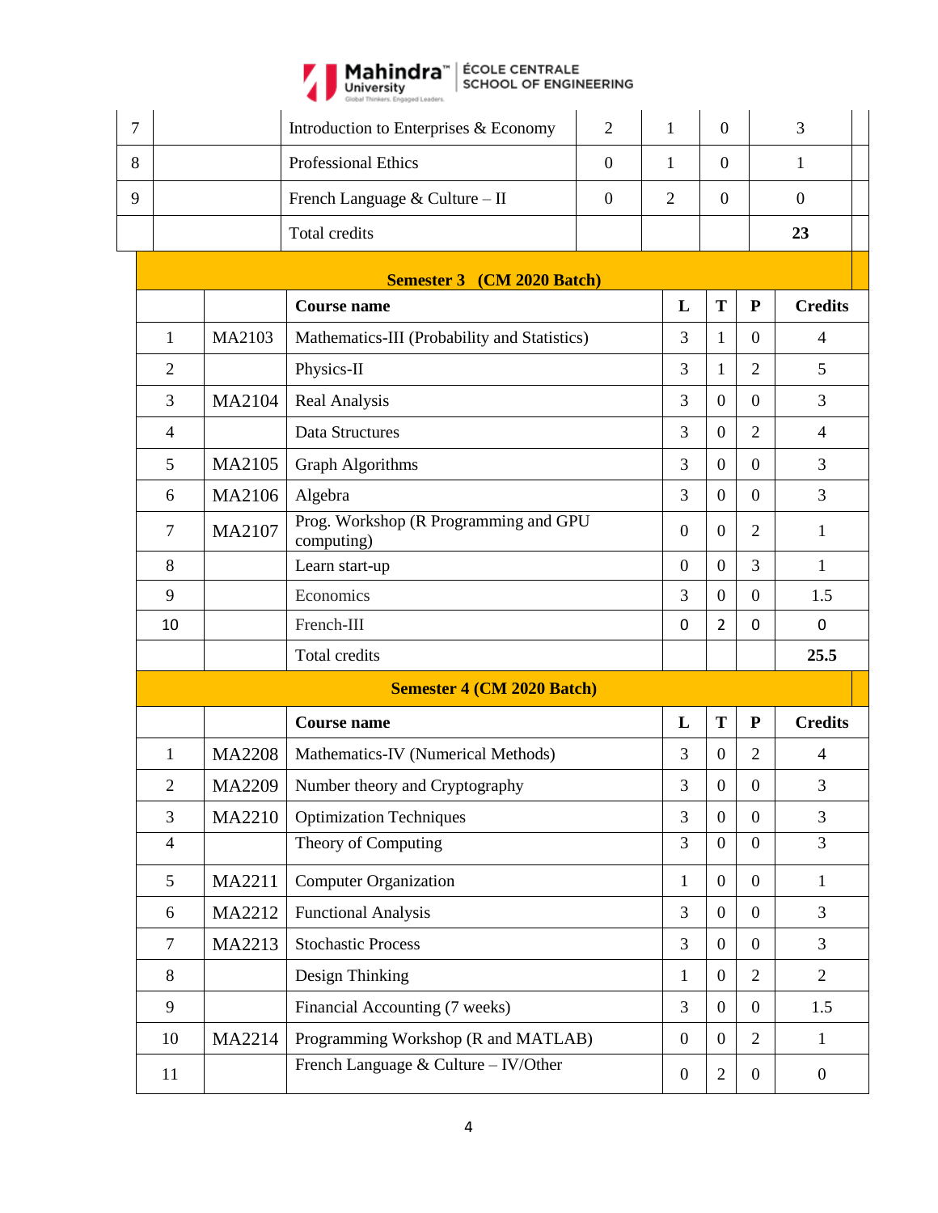| 7 | | Introduction to Enterprises & Economy | 2 | 1 | 0 | 3 |
|---|---|---|---|---|---|---|
| 8 | | Professional Ethics | 0 | 1 | 0 | 1 |
| 9 | | French Language & Culture – II | 0 | 2 | 0 | 0 |
| | | Total credits | | | | **23** |

**Semester 3 (CM 2020 Batch)**

| | | **Course name** | **L** | **T** | **P** | **Credits** |
|---|---|---|---|---|---|---|
| 1 | MA2103 | Mathematics-III (Probability and Statistics) | 3 | 1 | 0 | 4 |
| 2 | | Physics-II | 3 | 1 | 2 | 5 |
| 3 | MA2104 | Real Analysis | 3 | 0 | 0 | 3 |
| 4 | | Data Structures | 3 | 0 | 2 | 4 |
| 5 | MA2105 | Graph Algorithms | 3 | 0 | 0 | 3 |
| 6 | MA2106 | Algebra | 3 | 0 | 0 | 3 |
| 7 | MA2107 | Prog. Workshop (R Programming and GPU computing) | 0 | 0 | 2 | 1 |
| 8 | | Learn start-up | 0 | 0 | 3 | 1 |
| 9 | | Economics | 3 | 0 | 0 | 1.5 |
| 10 | | French-III | 0 | 2 | 0 | 0 |
| | | Total credits | | | | **25.5** |

**Semester 4 (CM 2020 Batch)**

| | | **Course name** | **L** | **T** | **P** | **Credits** |
|---|---|---|---|---|---|---|
| 1 | MA2208 | Mathematics-IV (Numerical Methods) | 3 | 0 | 2 | 4 |
| 2 | MA2209 | Number theory and Cryptography | 3 | 0 | 0 | 3 |
| 3 | MA2210 | Optimization Techniques | 3 | 0 | 0 | 3 |
| 4 | | Theory of Computing | 3 | 0 | 0 | 3 |
| 5 | MA2211 | Computer Organization | 1 | 0 | 0 | 1 |
| 6 | MA2212 | Functional Analysis | 3 | 0 | 0 | 3 |
| 7 | MA2213 | Stochastic Process | 3 | 0 | 0 | 3 |
| 8 | | Design Thinking | 1 | 0 | 2 | 2 |
| 9 | | Financial Accounting (7 weeks) | 3 | 0 | 0 | 1.5 |
| 10 | MA2214 | Programming Workshop (R and MATLAB) | 0 | 0 | 2 | 1 |
| 11 | | French Language & Culture – IV/Other | 0 | 2 | 0 | 0 |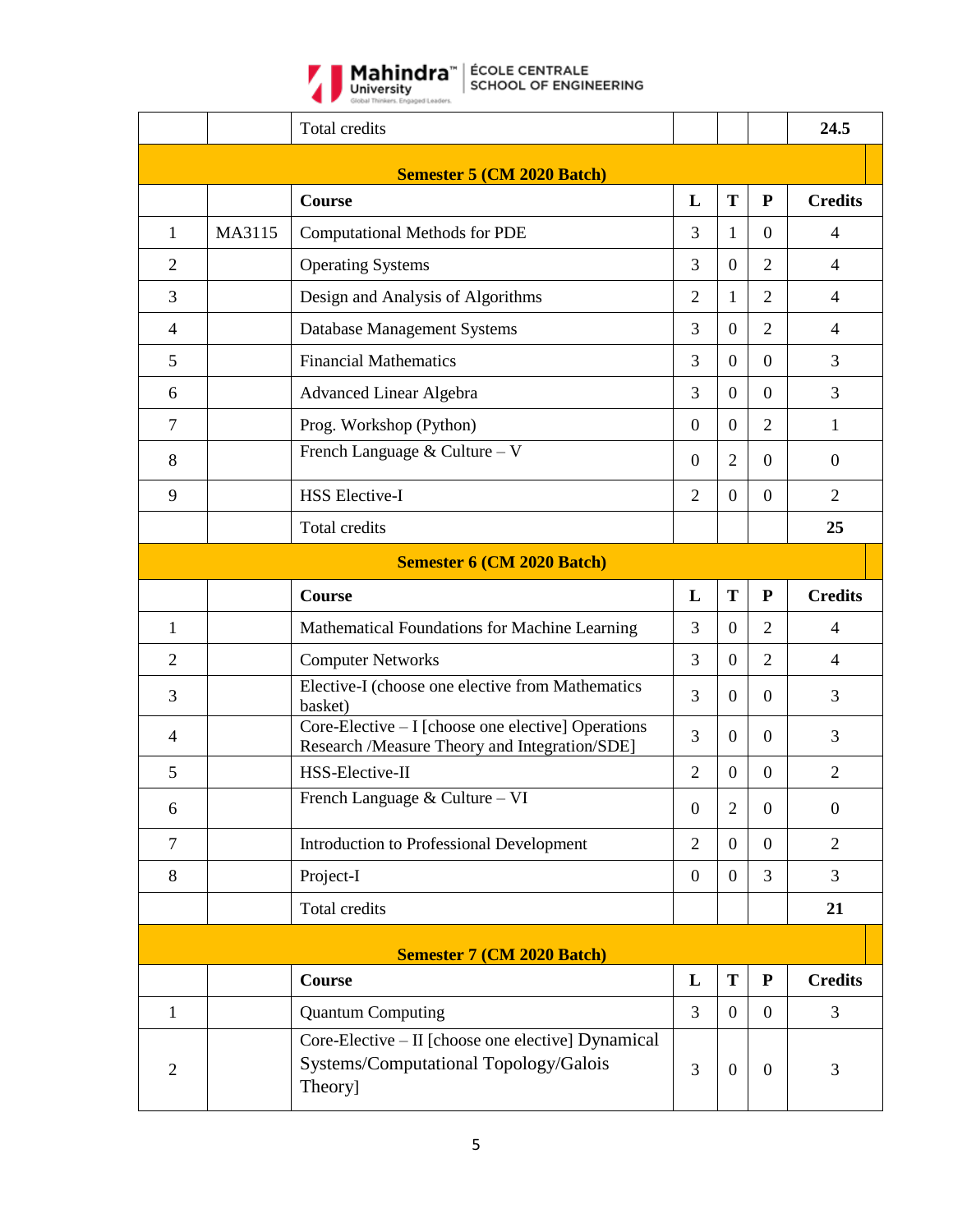| | | Total credits | | | | **24.5** |
|---|---|---|---|---|---|---|
| | | **Semester 5 (CM 2020 Batch)** | | | | |
| | | **Course** | **L** | **T** | **P** | **Credits** |
| 1 | MA3115 | Computational Methods for PDE | 3 | 1 | 0 | 4 |
| 2 | | Operating Systems | 3 | 0 | 2 | 4 |
| 3 | | Design and Analysis of Algorithms | 2 | 1 | 2 | 4 |
| 4 | | Database Management Systems | 3 | 0 | 2 | 4 |
| 5 | | Financial Mathematics | 3 | 0 | 0 | 3 |
| 6 | | Advanced Linear Algebra | 3 | 0 | 0 | 3 |
| 7 | | Prog. Workshop (Python) | 0 | 0 | 2 | 1 |
| 8 | | French Language & Culture – V | 0 | 2 | 0 | 0 |
| 9 | | HSS Elective-I | 2 | 0 | 0 | 2 |
| | | Total credits | | | | **25** |
| | | **Semester 6 (CM 2020 Batch)** | | | | |
| | | **Course** | **L** | **T** | **P** | **Credits** |
| 1 | | Mathematical Foundations for Machine Learning | 3 | 0 | 2 | 4 |
| 2 | | Computer Networks | 3 | 0 | 2 | 4 |
| 3 | | Elective-I (choose one elective from Mathematics basket) | 3 | 0 | 0 | 3 |
| 4 | | Core-Elective – I [choose one elective] Operations Research /Measure Theory and Integration/SDE] | 3 | 0 | 0 | 3 |
| 5 | | HSS-Elective-II | 2 | 0 | 0 | 2 |
| 6 | | French Language & Culture – VI | 0 | 2 | 0 | 0 |
| 7 | | Introduction to Professional Development | 2 | 0 | 0 | 2 |
| 8 | | Project-I | 0 | 0 | 3 | 3 |
| | | Total credits | | | | **21** |
| | | **Semester 7 (CM 2020 Batch)** | | | | |
| | | **Course** | **L** | **T** | **P** | **Credits** |
| 1 | | Quantum Computing | 3 | 0 | 0 | 3 |
| 2 | | Core-Elective – II [choose one elective] Dynamical Systems/Computational Topology/Galois Theory] | 3 | 0 | 0 | 3 |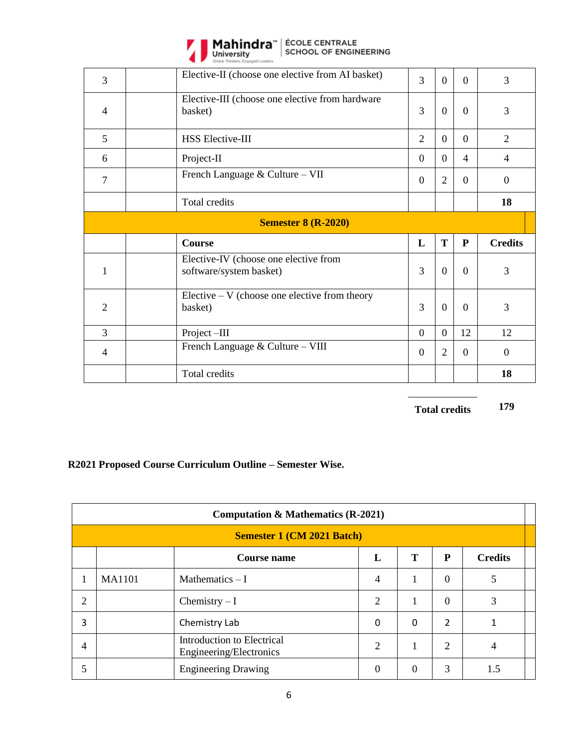| | | | | | | |
|---|---|---|---|---|---|---|
| 3 | | Elective-II (choose one elective from AI basket) | 3 | 0 | 0 | 3 |
| 4 | | Elective-III (choose one elective from hardware basket) | 3 | 0 | 0 | 3 |
| 5 | | HSS Elective-III | 2 | 0 | 0 | 2 |
| 6 | | Project-II | 0 | 0 | 4 | 4 |
| 7 | | French Language & Culture – VII | 0 | 2 | 0 | 0 |
| | | Total credits | | | | **18** |
| **Semester 8 (R-2020)** | | | | | | |
| | | **Course** | **L** | **T** | **P** | **Credits** |
| 1 | | Elective-IV (choose one elective from software/system basket) | 3 | 0 | 0 | 3 |
| 2 | | Elective – V (choose one elective from theory basket) | 3 | 0 | 0 | 3 |
| 3 | | Project –III | 0 | 0 | 12 | 12 |
| 4 | | French Language & Culture – VIII | 0 | 2 | 0 | 0 |
| | | Total credits | | | | **18** |

**Total credits** **179**

**R2021 Proposed Course Curriculum Outline – Semester Wise.**

| **Computation & Mathematics (R-2021)** | | | | | | |
|---|---|---|---|---|---|---|
| **Semester 1 (CM 2021 Batch)** | | | | | | |
| | | **Course name** | **L** | **T** | **P** | **Credits** |
| 1 | MA1101 | Mathematics – I | 4 | 1 | 0 | 5 |
| 2 | | Chemistry – I | 2 | 1 | 0 | 3 |
| 3 | | Chemistry Lab | 0 | 0 | 2 | 1 |
| 4 | | Introduction to Electrical Engineering/Electronics | 2 | 1 | 2 | 4 |
| 5 | | Engineering Drawing | 0 | 0 | 3 | 1.5 |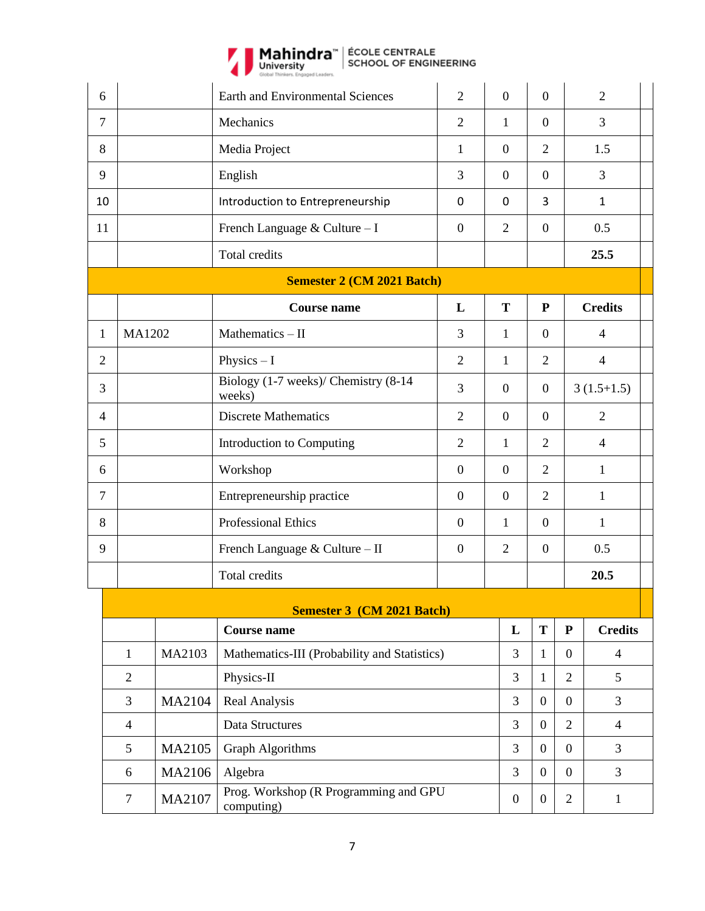| | | | | | | |
|---|---|---|---|---|---|---|
| 6 | | Earth and Environmental Sciences | 2 | 0 | 0 | 2 |
| 7 | | Mechanics | 2 | 1 | 0 | 3 |
| 8 | | Media Project | 1 | 0 | 2 | 1.5 |
| 9 | | English | 3 | 0 | 0 | 3 |
| 10 | | Introduction to Entrepreneurship | 0 | 0 | 3 | 1 |
| 11 | | French Language & Culture – I | 0 | 2 | 0 | 0.5 |
| | | Total credits | | | | **25.5** |

**Semester 2 (CM 2021 Batch)**

| | | **Course name** | **L** | **T** | **P** | **Credits** |
|---|---|---|---|---|---|---|
| 1 | MA1202 | Mathematics – II | 3 | 1 | 0 | 4 |
| 2 | | Physics – I | 2 | 1 | 2 | 4 |
| 3 | | Biology (1-7 weeks)/ Chemistry (8-14 weeks) | 3 | 0 | 0 | 3 (1.5+1.5) |
| 4 | | Discrete Mathematics | 2 | 0 | 0 | 2 |
| 5 | | Introduction to Computing | 2 | 1 | 2 | 4 |
| 6 | | Workshop | 0 | 0 | 2 | 1 |
| 7 | | Entrepreneurship practice | 0 | 0 | 2 | 1 |
| 8 | | Professional Ethics | 0 | 1 | 0 | 1 |
| 9 | | French Language & Culture – II | 0 | 2 | 0 | 0.5 |
| | | Total credits | | | | **20.5** |

**Semester 3 (CM 2021 Batch)**

| | | **Course name** | **L** | **T** | **P** | **Credits** |
|---|---|---|---|---|---|---|
| 1 | MA2103 | Mathematics-III (Probability and Statistics) | 3 | 1 | 0 | 4 |
| 2 | | Physics-II | 3 | 1 | 2 | 5 |
| 3 | MA2104 | Real Analysis | 3 | 0 | 0 | 3 |
| 4 | | Data Structures | 3 | 0 | 2 | 4 |
| 5 | MA2105 | Graph Algorithms | 3 | 0 | 0 | 3 |
| 6 | MA2106 | Algebra | 3 | 0 | 0 | 3 |
| 7 | MA2107 | Prog. Workshop (R Programming and GPU computing) | 0 | 0 | 2 | 1 |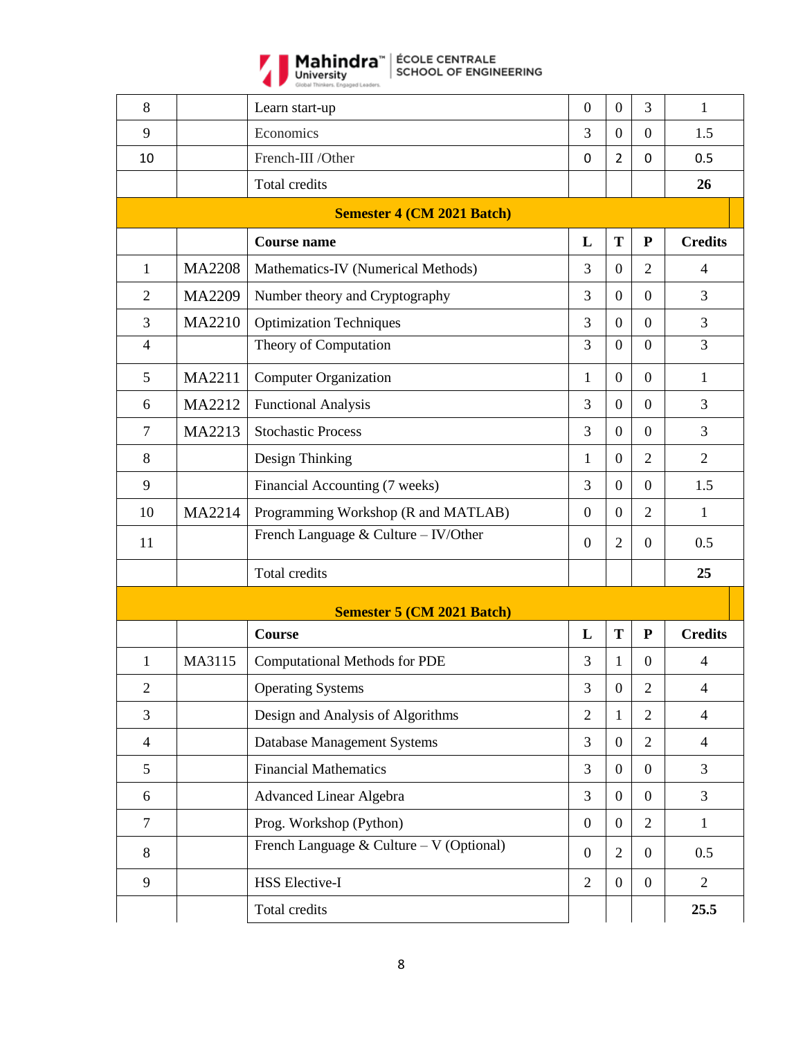| | | | | | | |
|---|---|---|---|---|---|---|
| 8 | | Learn start-up | 0 | 0 | 3 | 1 |
| 9 | | Economics | 3 | 0 | 0 | 1.5 |
| 10 | | French-III /Other | 0 | 2 | 0 | 0.5 |
| | | Total credits | | | | **26** |

| **Semester 4 (CM 2021 Batch)** | | | | | | |
|---|---|---|---|---|---|---|
| | | **Course name** | **L** | **T** | **P** | **Credits** |
| 1 | MA2208 | Mathematics-IV (Numerical Methods) | 3 | 0 | 2 | 4 |
| 2 | MA2209 | Number theory and Cryptography | 3 | 0 | 0 | 3 |
| 3 | MA2210 | Optimization Techniques | 3 | 0 | 0 | 3 |
| 4 | | Theory of Computation | 3 | 0 | 0 | 3 |
| 5 | MA2211 | Computer Organization | 1 | 0 | 0 | 1 |
| 6 | MA2212 | Functional Analysis | 3 | 0 | 0 | 3 |
| 7 | MA2213 | Stochastic Process | 3 | 0 | 0 | 3 |
| 8 | | Design Thinking | 1 | 0 | 2 | 2 |
| 9 | | Financial Accounting (7 weeks) | 3 | 0 | 0 | 1.5 |
| 10 | MA2214 | Programming Workshop (R and MATLAB) | 0 | 0 | 2 | 1 |
| 11 | | French Language & Culture – IV/Other | 0 | 2 | 0 | 0.5 |
| | | Total credits | | | | **25** |

| **Semester 5 (CM 2021 Batch)** | | | | | | |
|---|---|---|---|---|---|---|
| | | **Course** | **L** | **T** | **P** | **Credits** |
| 1 | MA3115 | Computational Methods for PDE | 3 | 1 | 0 | 4 |
| 2 | | Operating Systems | 3 | 0 | 2 | 4 |
| 3 | | Design and Analysis of Algorithms | 2 | 1 | 2 | 4 |
| 4 | | Database Management Systems | 3 | 0 | 2 | 4 |
| 5 | | Financial Mathematics | 3 | 0 | 0 | 3 |
| 6 | | Advanced Linear Algebra | 3 | 0 | 0 | 3 |
| 7 | | Prog. Workshop (Python) | 0 | 0 | 2 | 1 |
| 8 | | French Language & Culture – V (Optional) | 0 | 2 | 0 | 0.5 |
| 9 | | HSS Elective-I | 2 | 0 | 0 | 2 |
| | | Total credits | | | | **25.5** |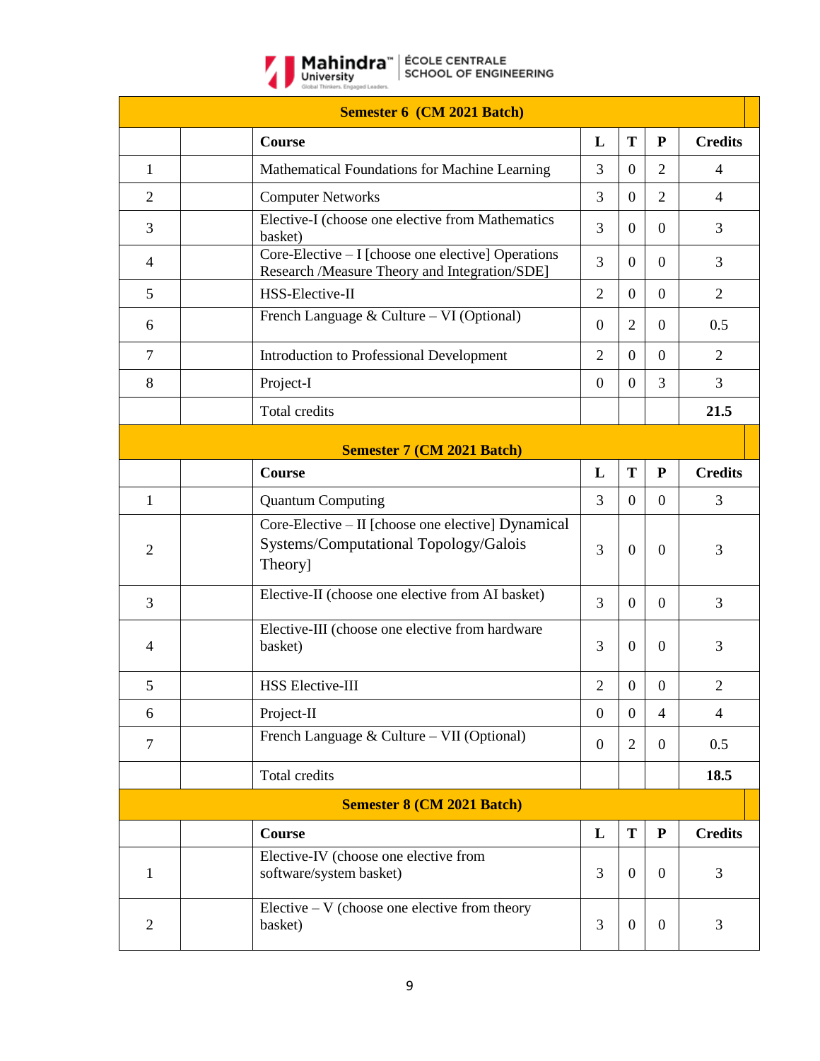| Semester 6 (CM 2021 Batch) | | | | | | |
|---|---|---|---|---|---|---|
| | | **Course** | **L** | **T** | **P** | **Credits** |
| 1 | | Mathematical Foundations for Machine Learning | 3 | 0 | 2 | 4 |
| 2 | | Computer Networks | 3 | 0 | 2 | 4 |
| 3 | | Elective-I (choose one elective from Mathematics basket) | 3 | 0 | 0 | 3 |
| 4 | | Core-Elective – I [choose one elective] Operations Research /Measure Theory and Integration/SDE] | 3 | 0 | 0 | 3 |
| 5 | | HSS-Elective-II | 2 | 0 | 0 | 2 |
| 6 | | French Language & Culture – VI (Optional) | 0 | 2 | 0 | 0.5 |
| 7 | | Introduction to Professional Development | 2 | 0 | 0 | 2 |
| 8 | | Project-I | 0 | 0 | 3 | 3 |
| | | Total credits | | | | **21.5** |

| Semester 7 (CM 2021 Batch) | | | | | | |
|---|---|---|---|---|---|---|
| | | **Course** | **L** | **T** | **P** | **Credits** |
| 1 | | Quantum Computing | 3 | 0 | 0 | 3 |
| 2 | | Core-Elective – II [choose one elective] Dynamical Systems/Computational Topology/Galois Theory] | 3 | 0 | 0 | 3 |
| 3 | | Elective-II (choose one elective from AI basket) | 3 | 0 | 0 | 3 |
| 4 | | Elective-III (choose one elective from hardware basket) | 3 | 0 | 0 | 3 |
| 5 | | HSS Elective-III | 2 | 0 | 0 | 2 |
| 6 | | Project-II | 0 | 0 | 4 | 4 |
| 7 | | French Language & Culture – VII (Optional) | 0 | 2 | 0 | 0.5 |
| | | Total credits | | | | **18.5** |

| Semester 8 (CM 2021 Batch) | | | | | | |
|---|---|---|---|---|---|---|
| | | **Course** | **L** | **T** | **P** | **Credits** |
| 1 | | Elective-IV (choose one elective from software/system basket) | 3 | 0 | 0 | 3 |
| 2 | | Elective – V (choose one elective from theory basket) | 3 | 0 | 0 | 3 |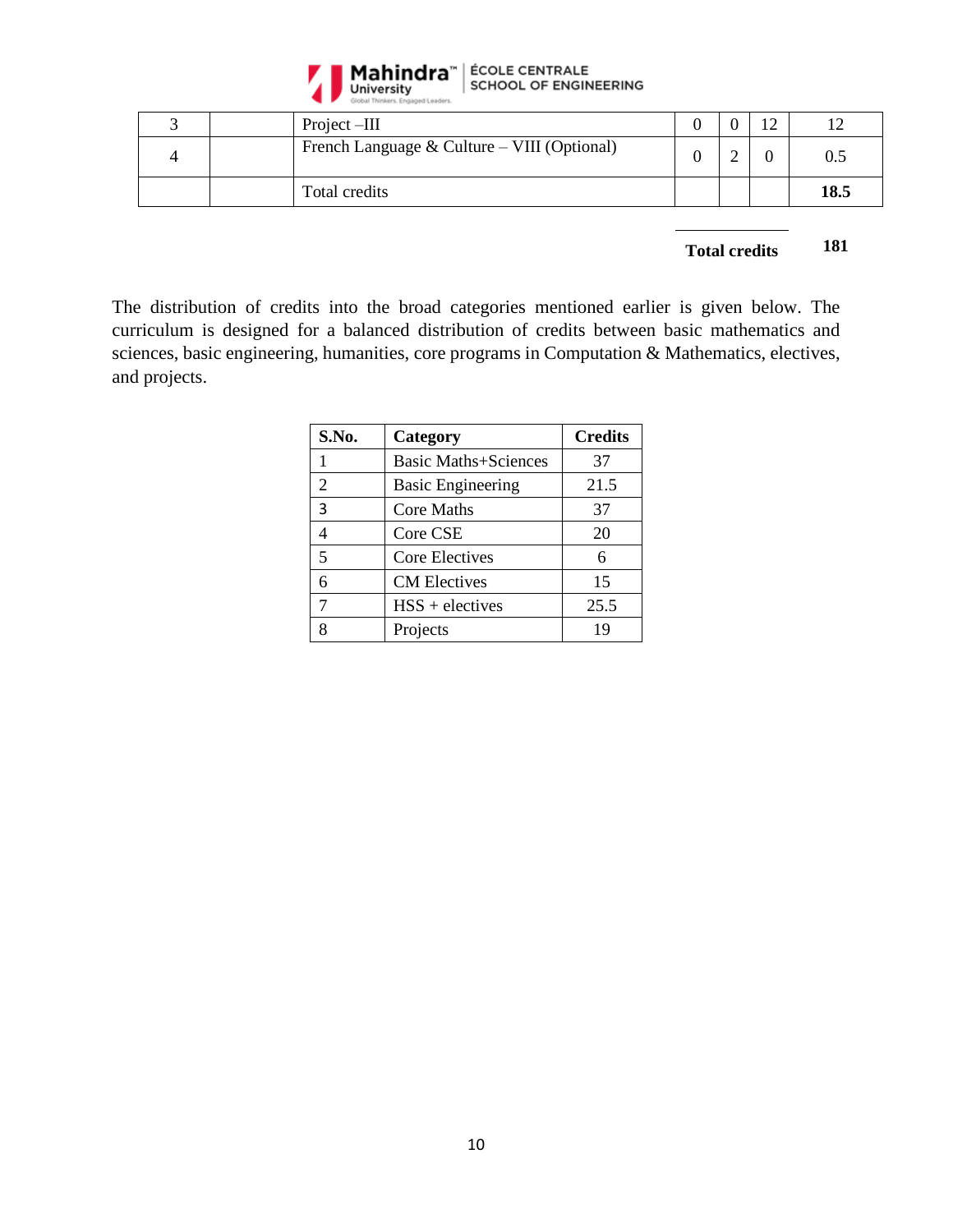| | | | | | | |
|---|---|---|---|---|---|---|
| 3 | | Project –III | 0 | 0 | 12 | 12 |
| 4 | | French Language & Culture – VIII (Optional) | 0 | 2 | 0 | 0.5 |
| | | Total credits | | | | **18.5** |

**Total credits** **181**

The distribution of credits into the broad categories mentioned earlier is given below. The curriculum is designed for a balanced distribution of credits between basic mathematics and sciences, basic engineering, humanities, core programs in Computation & Mathematics, electives, and projects.

| S.No. | Category | Credits |
|---|---|---|
| 1 | Basic Maths+Sciences | 37 |
| 2 | Basic Engineering | 21.5 |
| 3 | Core Maths | 37 |
| 4 | Core CSE | 20 |
| 5 | Core Electives | 6 |
| 6 | CM Electives | 15 |
| 7 | HSS + electives | 25.5 |
| 8 | Projects | 19 |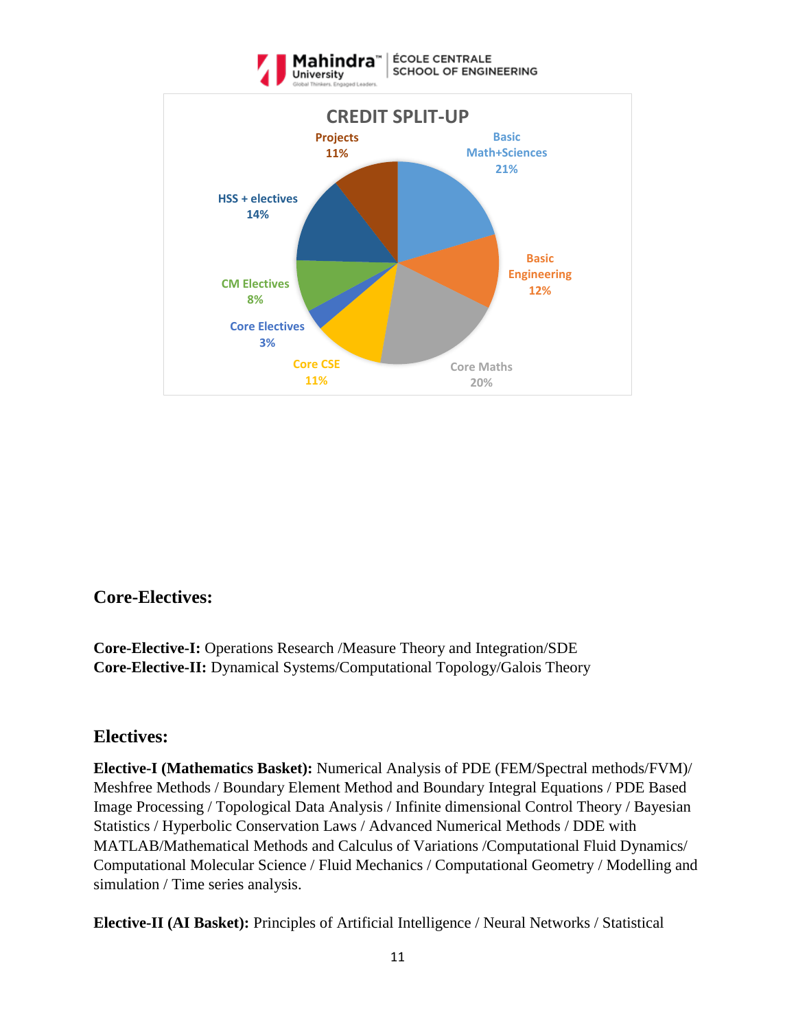CREDIT SPLIT-UP

| Category | Percentage |
|---|---|
| Basic Math+Sciences | 21% |
| Basic Engineering | 12% |
| Core Maths | 20% |
| Core CSE | 11% |
| Core Electives | 3% |
| CM Electives | 8% |
| HSS + electives | 14% |
| Projects | 11% |

## Core-Electives:

**Core-Elective-I:** Operations Research /Measure Theory and Integration/SDE
**Core-Elective-II:** Dynamical Systems/Computational Topology/Galois Theory

## Electives:

**Elective-I (Mathematics Basket):** Numerical Analysis of PDE (FEM/Spectral methods/FVM)/ Meshfree Methods / Boundary Element Method and Boundary Integral Equations / PDE Based Image Processing / Topological Data Analysis / Infinite dimensional Control Theory / Bayesian Statistics / Hyperbolic Conservation Laws / Advanced Numerical Methods / DDE with MATLAB/Mathematical Methods and Calculus of Variations /Computational Fluid Dynamics/ Computational Molecular Science / Fluid Mechanics / Computational Geometry / Modelling and simulation / Time series analysis.

**Elective-II (AI Basket):** Principles of Artificial Intelligence / Neural Networks / Statistical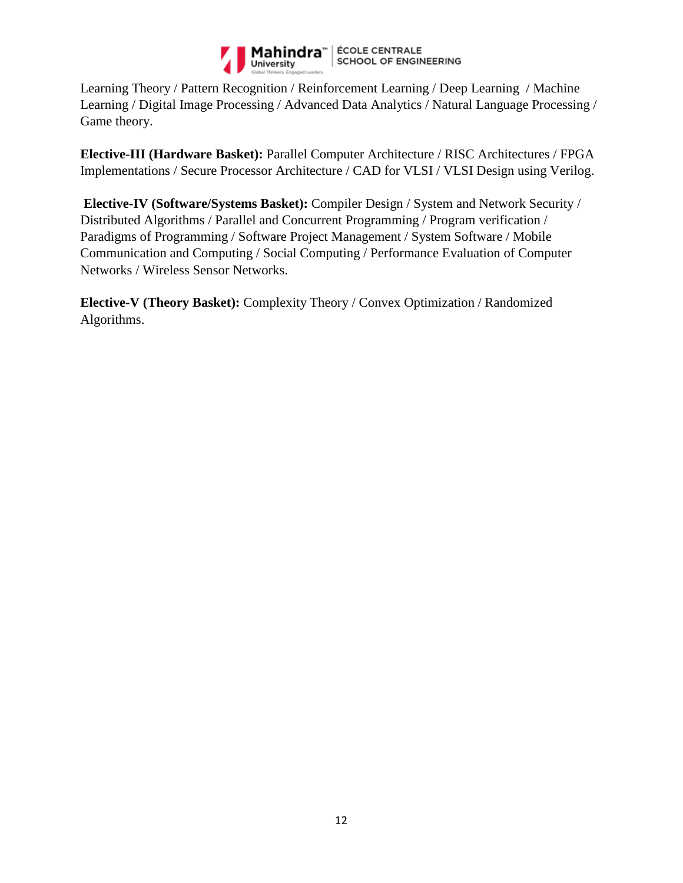Learning Theory / Pattern Recognition / Reinforcement Learning / Deep Learning / Machine Learning / Digital Image Processing / Advanced Data Analytics / Natural Language Processing / Game theory.

**Elective-III (Hardware Basket):** Parallel Computer Architecture / RISC Architectures / FPGA Implementations / Secure Processor Architecture / CAD for VLSI / VLSI Design using Verilog.

**Elective-IV (Software/Systems Basket):** Compiler Design / System and Network Security / Distributed Algorithms / Parallel and Concurrent Programming / Program verification / Paradigms of Programming / Software Project Management / System Software / Mobile Communication and Computing / Social Computing / Performance Evaluation of Computer Networks / Wireless Sensor Networks.

**Elective-V (Theory Basket):** Complexity Theory / Convex Optimization / Randomized Algorithms.